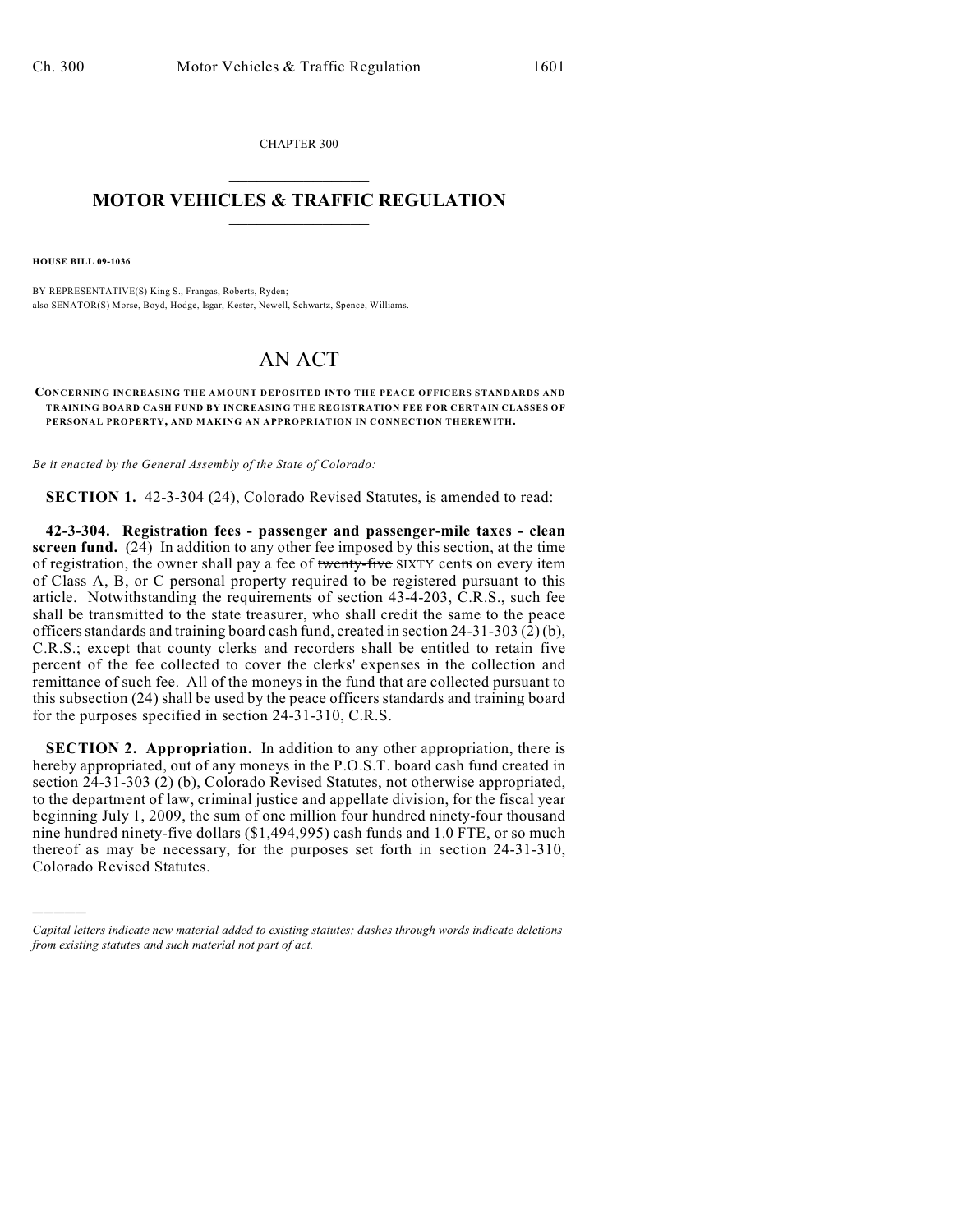CHAPTER 300

# MOTOR VEHICLES & TRAFFIC REGULATION

**HOUSE BILL 09-1036**

BY REPRESENTATIVE(S) King S., Frangas, Roberts, Ryden;
also SENATOR(S) Morse, Boyd, Hodge, Isgar, Kester, Newell, Schwartz, Spence, Williams.

# AN ACT

**CONCERNING INCREASING THE AMOUNT DEPOSITED INTO THE PEACE OFFICERS STANDARDS AND TRAINING BOARD CASH FUND BY INCREASING THE REGISTRATION FEE FOR CERTAIN CLASSES OF PERSONAL PROPERTY, AND MAKING AN APPROPRIATION IN CONNECTION THEREWITH.**

*Be it enacted by the General Assembly of the State of Colorado:*

**SECTION 1.** 42-3-304 (24), Colorado Revised Statutes, is amended to read:

**42-3-304. Registration fees - passenger and passenger-mile taxes - clean screen fund.** (24) In addition to any other fee imposed by this section, at the time of registration, the owner shall pay a fee of ~~twenty-five~~ SIXTY cents on every item of Class A, B, or C personal property required to be registered pursuant to this article. Notwithstanding the requirements of section 43-4-203, C.R.S., such fee shall be transmitted to the state treasurer, who shall credit the same to the peace officers standards and training board cash fund, created in section 24-31-303 (2) (b), C.R.S.; except that county clerks and recorders shall be entitled to retain five percent of the fee collected to cover the clerks' expenses in the collection and remittance of such fee. All of the moneys in the fund that are collected pursuant to this subsection (24) shall be used by the peace officers standards and training board for the purposes specified in section 24-31-310, C.R.S.

**SECTION 2. Appropriation.** In addition to any other appropriation, there is hereby appropriated, out of any moneys in the P.O.S.T. board cash fund created in section 24-31-303 (2) (b), Colorado Revised Statutes, not otherwise appropriated, to the department of law, criminal justice and appellate division, for the fiscal year beginning July 1, 2009, the sum of one million four hundred ninety-four thousand nine hundred ninety-five dollars ($1,494,995) cash funds and 1.0 FTE, or so much thereof as may be necessary, for the purposes set forth in section 24-31-310, Colorado Revised Statutes.

---

*Capital letters indicate new material added to existing statutes; dashes through words indicate deletions from existing statutes and such material not part of act.*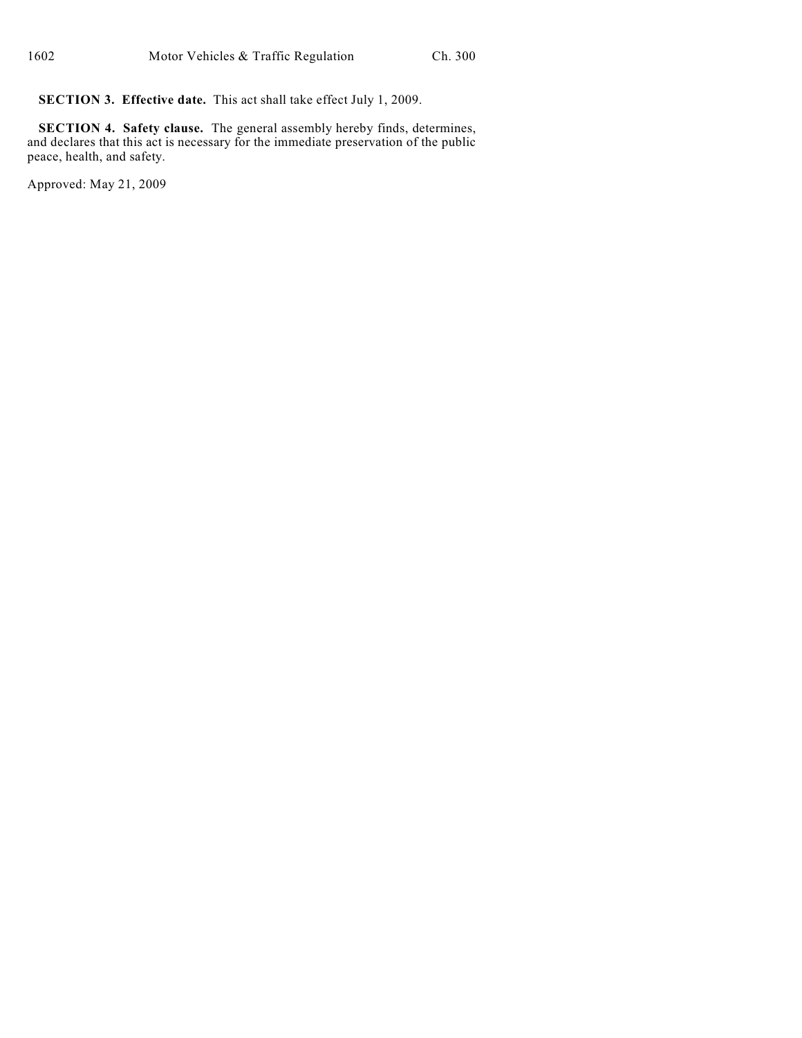**SECTION 3. Effective date.** This act shall take effect July 1, 2009.

**SECTION 4. Safety clause.** The general assembly hereby finds, determines, and declares that this act is necessary for the immediate preservation of the public peace, health, and safety.

Approved: May 21, 2009